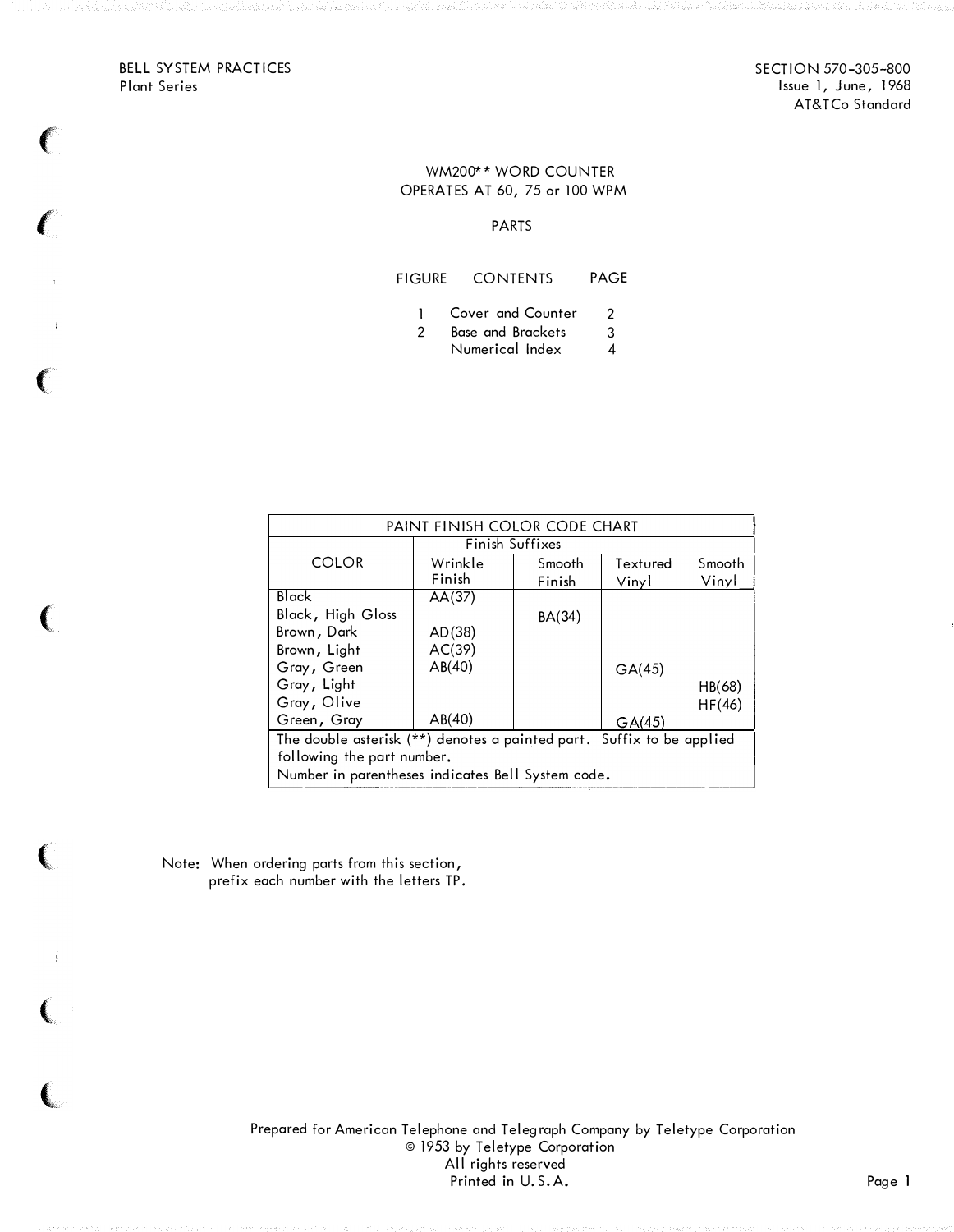BELL SYSTEM PRACTICES
Plant Series

SECTION 570-305-800
Issue 1, June, 1968
AT&TCo Standard

# WM200** WORD COUNTER
# OPERATES AT 60, 75 or 100 WPM

## PARTS

| FIGURE | CONTENTS | PAGE |
|---|---|---|
| 1 | Cover and Counter | 2 |
| 2 | Base and Brackets | 3 |
| | Numerical Index | 4 |

| PAINT FINISH COLOR CODE CHART | | | | |
|---|---|---|---|---|
| COLOR | Finish Suffixes | | | |
| | Wrinkle Finish | Smooth Finish | Textured Vinyl | Smooth Vinyl |
| Black | AA(37) | | | |
| Black, High Gloss | | BA(34) | | |
| Brown, Dark | AD(38) | | | |
| Brown, Light | AC(39) | | | |
| Gray, Green | AB(40) | | GA(45) | |
| Gray, Light | | | | HB(68) |
| Gray, Olive | | | | HF(46) |
| Green, Gray | AB(40) | | GA(45) | |
| The double asterisk (**) denotes a painted part. Suffix to be applied following the part number. Number in parentheses indicates Bell System code. | | | | |

Note: When ordering parts from this section, prefix each number with the letters TP.

Prepared for American Telephone and Telegraph Company by Teletype Corporation
© 1953 by Teletype Corporation
All rights reserved
Printed in U.S.A.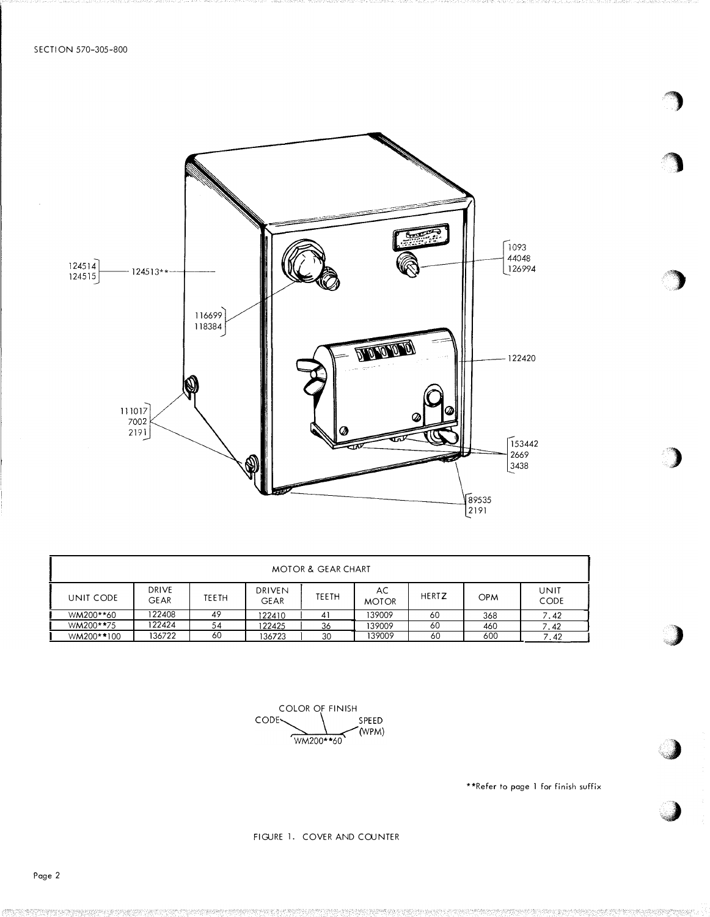| MOTOR & GEAR CHART | | | | | | | | |
|---|---|---|---|---|---|---|---|---|
| UNIT CODE | DRIVE GEAR | TEETH | DRIVEN GEAR | TEETH | AC MOTOR | HERTZ | OPM | UNIT CODE |
| WM200**60 | 122408 | 49 | 122410 | 41 | 139009 | 60 | 368 | 7.42 |
| WM200**75 | 122424 | 54 | 122425 | 36 | 139009 | 60 | 460 | 7.42 |
| WM200**100 | 136722 | 60 | 136723 | 30 | 139009 | 60 | 600 | 7.42 |

COLOR OF FINISH
CODE — SPEED (WPM)
WM200**60

**Refer to page 1 for finish suffix

FIGURE 1. COVER AND COUNTER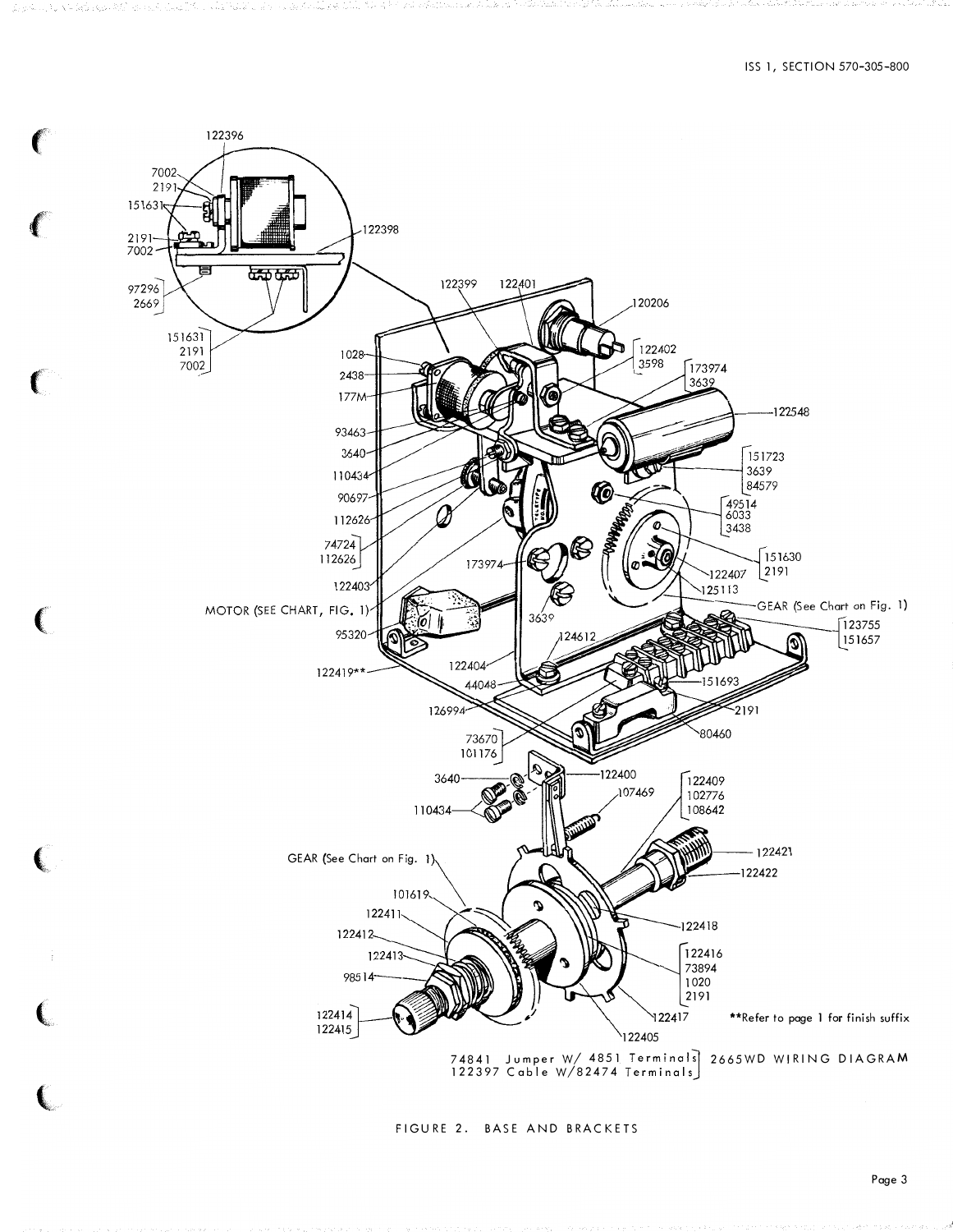**Refer to page 1 for finish suffix

74841 Jumper W/ 4851 Terminals
122397 Cable W/82474 Terminals
2665WD WIRING DIAGRAM

FIGURE 2. BASE AND BRACKETS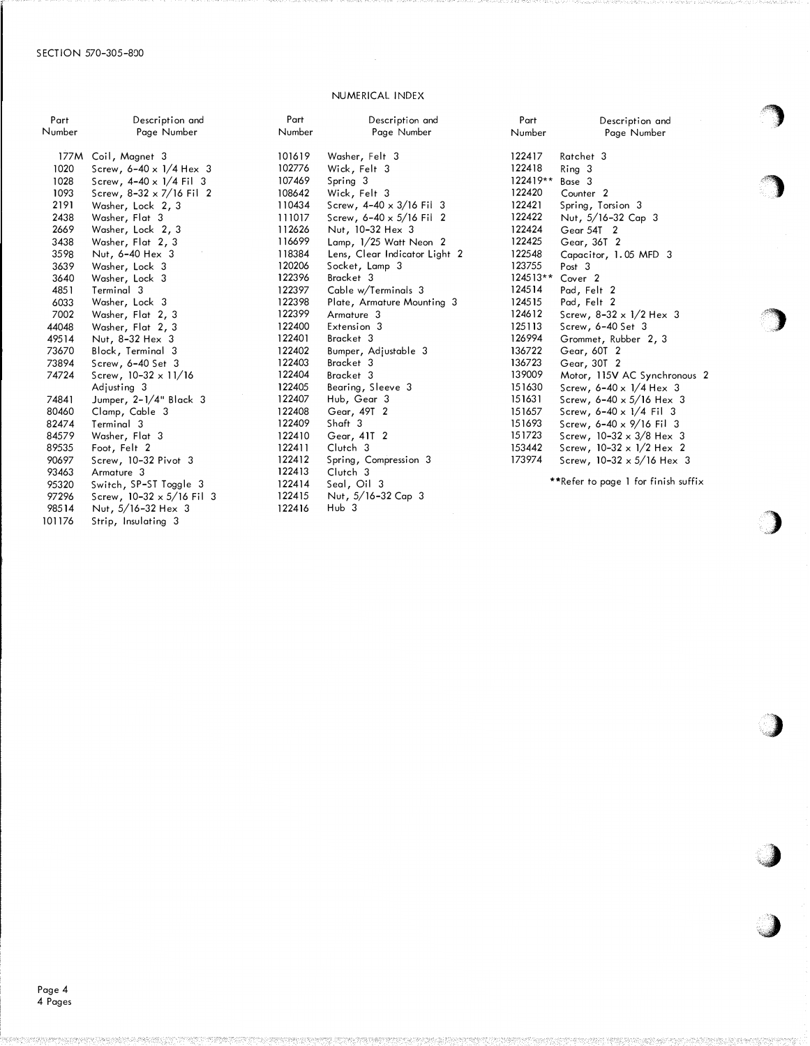## NUMERICAL INDEX

| Part Number | Description and Page Number |
|---|---|
| 177M | Coil, Magnet 3 |
| 1020 | Screw, 6-40 x 1/4 Hex 3 |
| 1028 | Screw, 4-40 x 1/4 Fil 3 |
| 1093 | Screw, 8-32 x 7/16 Fil 2 |
| 2191 | Washer, Lock 2, 3 |
| 2438 | Washer, Flat 3 |
| 2669 | Washer, Lock 2, 3 |
| 3438 | Washer, Flat 2, 3 |
| 3598 | Nut, 6-40 Hex 3 |
| 3639 | Washer, Lock 3 |
| 3640 | Washer, Lock 3 |
| 4851 | Terminal 3 |
| 6033 | Washer, Lock 3 |
| 7002 | Washer, Flat 2, 3 |
| 44048 | Washer, Flat 2, 3 |
| 49514 | Nut, 8-32 Hex 3 |
| 73670 | Block, Terminal 3 |
| 73894 | Screw, 6-40 Set 3 |
| 74724 | Screw, 10-32 x 11/16 Adjusting 3 |
| 74841 | Jumper, 2-1/4" Black 3 |
| 80460 | Clamp, Cable 3 |
| 82474 | Terminal 3 |
| 84579 | Washer, Felt 3 |
| 89535 | Foot, Felt 2 |
| 90697 | Screw, 10-32 Pivot 3 |
| 93463 | Armature 3 |
| 95320 | Switch, SP-ST Toggle 3 |
| 97296 | Screw, 10-32 x 5/16 Fil 3 |
| 98514 | Nut, 5/16-32 Hex 3 |
| 101176 | Strip, Insulating 3 |
| 101619 | Washer, Felt 3 |
| 102776 | Wick, Felt 3 |
| 107469 | Spring 3 |
| 108642 | Wick, Felt 3 |
| 110434 | Screw, 4-40 x 3/16 Fil 3 |
| 111017 | Screw, 6-40 x 5/16 Fil 2 |
| 112626 | Nut, 10-32 Hex 3 |
| 116699 | Lamp, 1/25 Watt Neon 2 |
| 118384 | Lens, Clear Indicator Light 2 |
| 120206 | Socket, Lamp 3 |
| 122396 | Bracket 3 |
| 122397 | Cable w/Terminals 3 |
| 122398 | Plate, Armature Mounting 3 |
| 122399 | Armature 3 |
| 122400 | Extension 3 |
| 122401 | Bracket 3 |
| 122402 | Bumper, Adjustable 3 |
| 122403 | Bracket 3 |
| 122404 | Bracket 3 |
| 122405 | Bearing, Sleeve 3 |
| 122407 | Hub, Gear 3 |
| 122408 | Gear, 49T 2 |
| 122409 | Shaft 3 |
| 122410 | Gear, 41T 2 |
| 122411 | Clutch 3 |
| 122412 | Spring, Compression 3 |
| 122413 | Clutch 3 |
| 122414 | Seal, Oil 3 |
| 122415 | Nut, 5/16-32 Cap 3 |
| 122416 | Hub 3 |
| 122417 | Ratchet 3 |
| 122418 | Ring 3 |
| 122419** | Base 3 |
| 122420 | Counter 2 |
| 122421 | Spring, Torsion 3 |
| 122422 | Nut, 5/16-32 Cap 3 |
| 122424 | Gear 54T 2 |
| 122425 | Gear, 36T 2 |
| 122548 | Capacitor, 1.05 MFD 3 |
| 123755 | Post 3 |
| 124513** | Cover 2 |
| 124514 | Pad, Felt 2 |
| 124515 | Pad, Felt 2 |
| 124612 | Screw, 8-32 x 1/2 Hex 3 |
| 125113 | Screw, 6-40 Set 3 |
| 126994 | Grommet, Rubber 2, 3 |
| 136722 | Gear, 60T 2 |
| 136723 | Gear, 30T 2 |
| 139009 | Motor, 115V AC Synchronous 2 |
| 151630 | Screw, 6-40 x 1/4 Hex 3 |
| 151631 | Screw, 6-40 x 5/16 Hex 3 |
| 151657 | Screw, 6-40 x 1/4 Fil 3 |
| 151693 | Screw, 6-40 x 9/16 Fil 3 |
| 151723 | Screw, 10-32 x 3/8 Hex 3 |
| 153442 | Screw, 10-32 x 1/2 Hex 2 |
| 173974 | Screw, 10-32 x 5/16 Hex 3 |

**Refer to page 1 for finish suffix